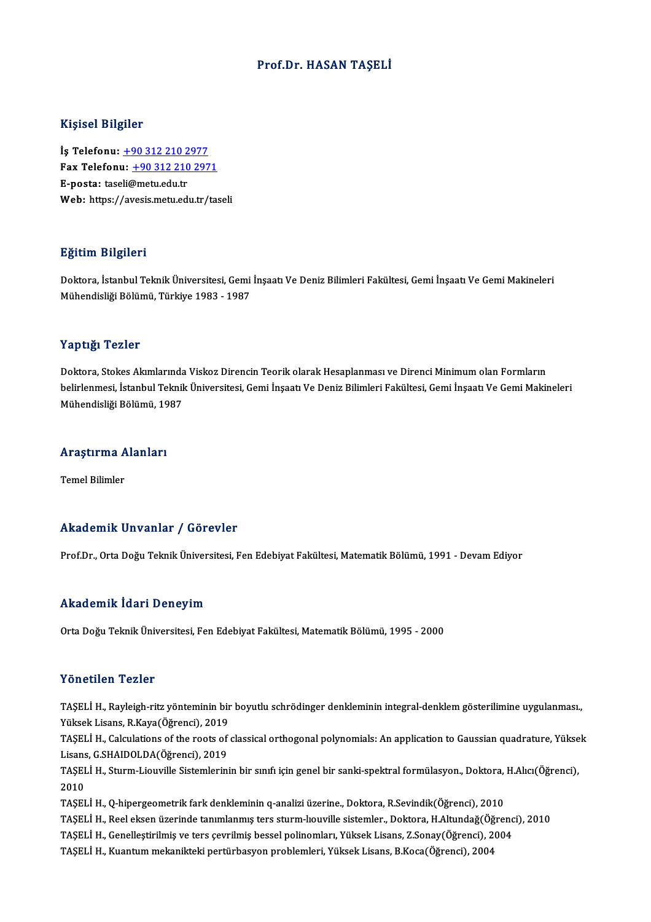# Prof.Dr. HASAN TAŞELİ

## Kişisel Bilgiler

**İş Telefonu:** +90 312 210 2977
**Fax Telefonu:** +90 312 210 2971
**E-posta:** taseli@metu.edu.tr
**Web:** https://avesis.metu.edu.tr/taseli

## Eğitim Bilgileri

Doktora, İstanbul Teknik Üniversitesi, Gemi İnşaatı Ve Deniz Bilimleri Fakültesi, Gemi İnşaatı Ve Gemi Makineleri Mühendisliği Bölümü, Türkiye 1983 - 1987

## Yaptığı Tezler

Doktora, Stokes Akımlarında Viskoz Direncin Teorik olarak Hesaplanması ve Direnci Minimum olan Formların belirlenmesi, İstanbul Teknik Üniversitesi, Gemi İnşaatı Ve Deniz Bilimleri Fakültesi, Gemi İnşaatı Ve Gemi Makineleri Mühendisliği Bölümü, 1987

## Araştırma Alanları

Temel Bilimler

## Akademik Unvanlar / Görevler

Prof.Dr., Orta Doğu Teknik Üniversitesi, Fen Edebiyat Fakültesi, Matematik Bölümü, 1991 - Devam Ediyor

## Akademik İdari Deneyim

Orta Doğu Teknik Üniversitesi, Fen Edebiyat Fakültesi, Matematik Bölümü, 1995 - 2000

## Yönetilen Tezler

TAŞELİ H., Rayleigh-ritz yönteminin bir boyutlu schrödinger denkleminin integral-denklem gösterilimine uygulanması., Yüksek Lisans, R.Kaya(Öğrenci), 2019

TAŞELİ H., Calculations of the roots of classical orthogonal polynomials: An application to Gaussian quadrature, Yüksek Lisans, G.SHAIDOLDA(Öğrenci), 2019

TAŞELİ H., Sturm-Liouville Sistemlerinin bir sınıfı için genel bir sanki-spektral formülasyon., Doktora, H.Alıcı(Öğrenci), 2010

TAŞELİ H., Q-hipergeometrik fark denkleminin q-analizi üzerine., Doktora, R.Sevindik(Öğrenci), 2010

TAŞELİ H., Reel eksen üzerinde tanımlanmış ters sturm-lıouville sistemler., Doktora, H.Altundağ(Öğrenci), 2010

TAŞELİ H., Genelleştirilmiş ve ters çevrilmiş bessel polinomları, Yüksek Lisans, Z.Sonay(Öğrenci), 2004

TAŞELİ H., Kuantum mekanikteki pertürbasyon problemleri, Yüksek Lisans, B.Koca(Öğrenci), 2004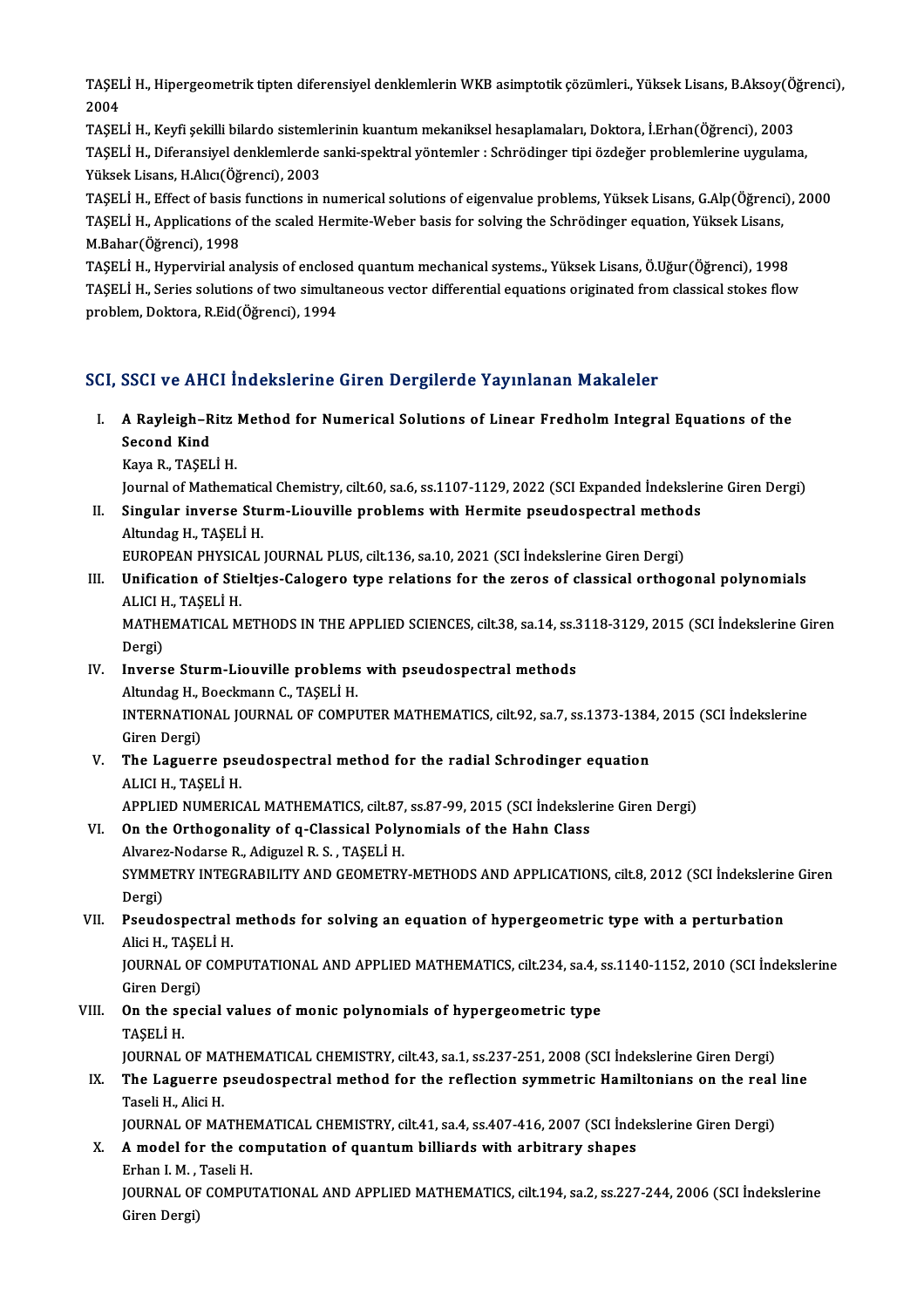TAŞELİ H., Hipergeometrik tipten diferensiyel denklemlerin WKB asimptotik çözümleri., Yüksek Lisans, B.Aksoy(Öğrenci), 2004

TAŞELİ H., Keyfi şekilli bilardo sistemlerinin kuantum mekaniksel hesaplamaları, Doktora, İ.Erhan(Öğrenci), 2003

TAŞELİ H., Diferansiyel denklemlerde sanki-spektral yöntemler : Schrödinger tipi özdeğer problemlerine uygulama, Yüksek Lisans, H.Alıcı(Öğrenci), 2003

TAŞELİ H., Effect of basis functions in numerical solutions of eigenvalue problems, Yüksek Lisans, G.Alp(Öğrenci), 2000

TAŞELİ H., Applications of the scaled Hermite-Weber basis for solving the Schrödinger equation, Yüksek Lisans, M.Bahar(Öğrenci), 1998

TAŞELİ H., Hypervirial analysis of enclosed quantum mechanical systems., Yüksek Lisans, Ö.Uğur(Öğrenci), 1998

TAŞELİ H., Series solutions of two simultaneous vector differential equations originated from classical stokes flow problem, Doktora, R.Eid(Öğrenci), 1994

## SCI, SSCI ve AHCI İndekslerine Giren Dergilerde Yayınlanan Makaleler

I. **A Rayleigh–Ritz Method for Numerical Solutions of Linear Fredholm Integral Equations of the Second Kind**
   Kaya R., TAŞELİ H.
   Journal of Mathematical Chemistry, cilt.60, sa.6, ss.1107-1129, 2022 (SCI Expanded İndekslerine Giren Dergi)

II. **Singular inverse Sturm-Liouville problems with Hermite pseudospectral methods**
   Altundag H., TAŞELİ H.
   EUROPEAN PHYSICAL JOURNAL PLUS, cilt.136, sa.10, 2021 (SCI İndekslerine Giren Dergi)

III. **Unification of Stieltjes-Calogero type relations for the zeros of classical orthogonal polynomials**
   ALICI H., TAŞELİ H.
   MATHEMATICAL METHODS IN THE APPLIED SCIENCES, cilt.38, sa.14, ss.3118-3129, 2015 (SCI İndekslerine Giren Dergi)

IV. **Inverse Sturm-Liouville problems with pseudospectral methods**
   Altundag H., Boeckmann C., TAŞELİ H.
   INTERNATIONAL JOURNAL OF COMPUTER MATHEMATICS, cilt.92, sa.7, ss.1373-1384, 2015 (SCI İndekslerine Giren Dergi)

V. **The Laguerre pseudospectral method for the radial Schrodinger equation**
   ALICI H., TAŞELİ H.
   APPLIED NUMERICAL MATHEMATICS, cilt.87, ss.87-99, 2015 (SCI İndekslerine Giren Dergi)

VI. **On the Orthogonality of q-Classical Polynomials of the Hahn Class**
   Alvarez-Nodarse R., Adiguzel R. S. , TAŞELİ H.
   SYMMETRY INTEGRABILITY AND GEOMETRY-METHODS AND APPLICATIONS, cilt.8, 2012 (SCI İndekslerine Giren Dergi)

VII. **Pseudospectral methods for solving an equation of hypergeometric type with a perturbation**
   Alici H., TAŞELİ H.
   JOURNAL OF COMPUTATIONAL AND APPLIED MATHEMATICS, cilt.234, sa.4, ss.1140-1152, 2010 (SCI İndekslerine Giren Dergi)

VIII. **On the special values of monic polynomials of hypergeometric type**
   TAŞELİ H.
   JOURNAL OF MATHEMATICAL CHEMISTRY, cilt.43, sa.1, ss.237-251, 2008 (SCI İndekslerine Giren Dergi)

IX. **The Laguerre pseudospectral method for the reflection symmetric Hamiltonians on the real line**
   Taseli H., Alici H.
   JOURNAL OF MATHEMATICAL CHEMISTRY, cilt.41, sa.4, ss.407-416, 2007 (SCI İndekslerine Giren Dergi)

X. **A model for the computation of quantum billiards with arbitrary shapes**
   Erhan I. M. , Taseli H.
   JOURNAL OF COMPUTATIONAL AND APPLIED MATHEMATICS, cilt.194, sa.2, ss.227-244, 2006 (SCI İndekslerine Giren Dergi)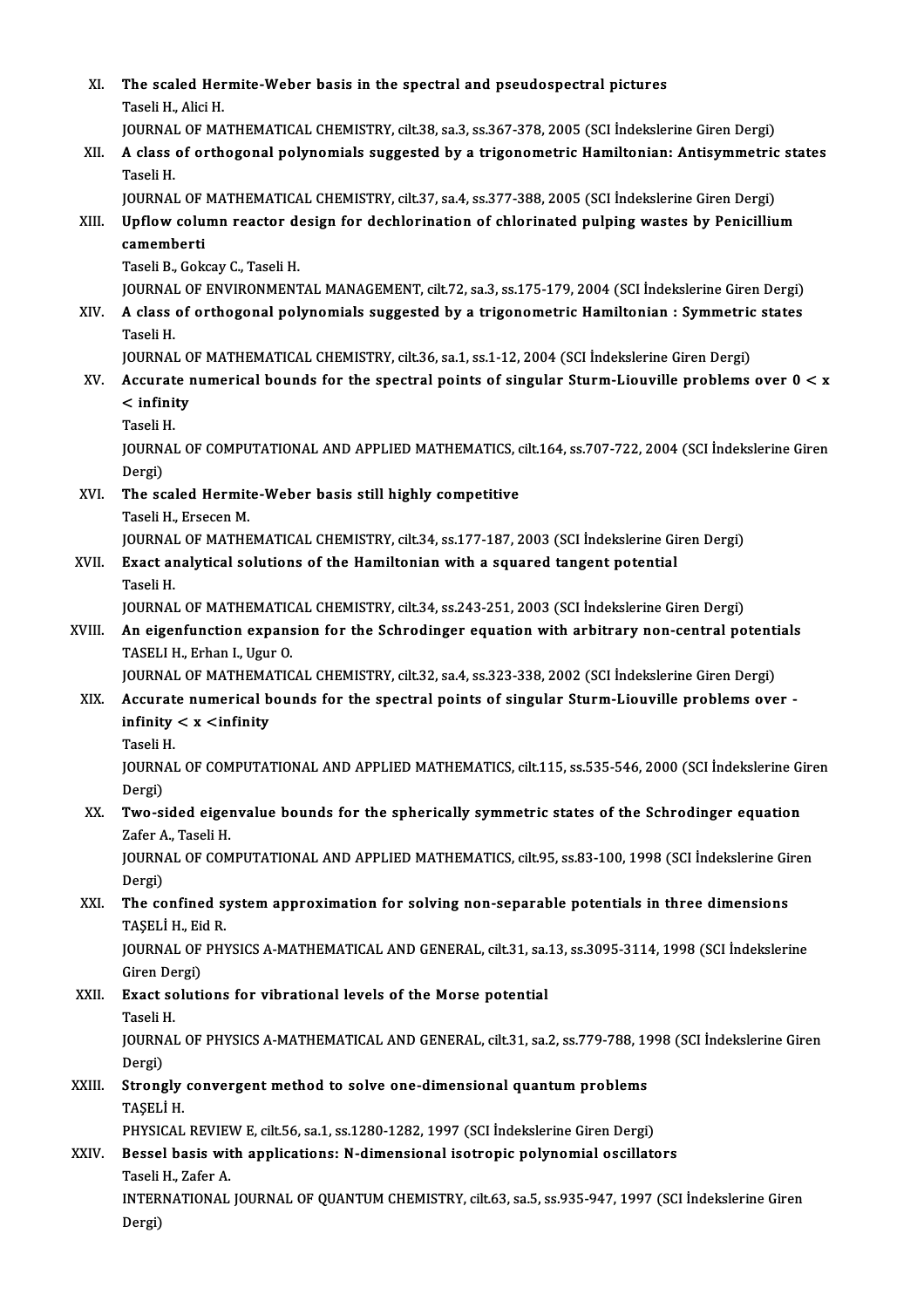XI. **The scaled Hermite-Weber basis in the spectral and pseudospectral pictures**
Taseli H., Alici H.
JOURNAL OF MATHEMATICAL CHEMISTRY, cilt.38, sa.3, ss.367-378, 2005 (SCI İndekslerine Giren Dergi)

XII. **A class of orthogonal polynomials suggested by a trigonometric Hamiltonian: Antisymmetric states**
Taseli H.
JOURNAL OF MATHEMATICAL CHEMISTRY, cilt.37, sa.4, ss.377-388, 2005 (SCI İndekslerine Giren Dergi)

XIII. **Upflow column reactor design for dechlorination of chlorinated pulping wastes by Penicillium camemberti**
Taseli B., Gokcay C., Taseli H.
JOURNAL OF ENVIRONMENTAL MANAGEMENT, cilt.72, sa.3, ss.175-179, 2004 (SCI İndekslerine Giren Dergi)

XIV. **A class of orthogonal polynomials suggested by a trigonometric Hamiltonian : Symmetric states**
Taseli H.
JOURNAL OF MATHEMATICAL CHEMISTRY, cilt.36, sa.1, ss.1-12, 2004 (SCI İndekslerine Giren Dergi)

XV. **Accurate numerical bounds for the spectral points of singular Sturm-Liouville problems over 0 < x < infinity**
Taseli H.
JOURNAL OF COMPUTATIONAL AND APPLIED MATHEMATICS, cilt.164, ss.707-722, 2004 (SCI İndekslerine Giren Dergi)

XVI. **The scaled Hermite-Weber basis still highly competitive**
Taseli H., Ersecen M.
JOURNAL OF MATHEMATICAL CHEMISTRY, cilt.34, ss.177-187, 2003 (SCI İndekslerine Giren Dergi)

XVII. **Exact analytical solutions of the Hamiltonian with a squared tangent potential**
Taseli H.
JOURNAL OF MATHEMATICAL CHEMISTRY, cilt.34, ss.243-251, 2003 (SCI İndekslerine Giren Dergi)

XVIII. **An eigenfunction expansion for the Schrodinger equation with arbitrary non-central potentials**
TASELI H., Erhan I., Ugur O.
JOURNAL OF MATHEMATICAL CHEMISTRY, cilt.32, sa.4, ss.323-338, 2002 (SCI İndekslerine Giren Dergi)

XIX. **Accurate numerical bounds for the spectral points of singular Sturm-Liouville problems over -infinity < x <infinity**
Taseli H.
JOURNAL OF COMPUTATIONAL AND APPLIED MATHEMATICS, cilt.115, ss.535-546, 2000 (SCI İndekslerine Giren Dergi)

XX. **Two-sided eigenvalue bounds for the spherically symmetric states of the Schrodinger equation**
Zafer A., Taseli H.
JOURNAL OF COMPUTATIONAL AND APPLIED MATHEMATICS, cilt.95, ss.83-100, 1998 (SCI İndekslerine Giren Dergi)

XXI. **The confined system approximation for solving non-separable potentials in three dimensions**
TAŞELİ H., Eid R.
JOURNAL OF PHYSICS A-MATHEMATICAL AND GENERAL, cilt.31, sa.13, ss.3095-3114, 1998 (SCI İndekslerine Giren Dergi)

XXII. **Exact solutions for vibrational levels of the Morse potential**
Taseli H.
JOURNAL OF PHYSICS A-MATHEMATICAL AND GENERAL, cilt.31, sa.2, ss.779-788, 1998 (SCI İndekslerine Giren Dergi)

XXIII. **Strongly convergent method to solve one-dimensional quantum problems**
TAŞELİ H.
PHYSICAL REVIEW E, cilt.56, sa.1, ss.1280-1282, 1997 (SCI İndekslerine Giren Dergi)

XXIV. **Bessel basis with applications: N-dimensional isotropic polynomial oscillators**
Taseli H., Zafer A.
INTERNATIONAL JOURNAL OF QUANTUM CHEMISTRY, cilt.63, sa.5, ss.935-947, 1997 (SCI İndekslerine Giren Dergi)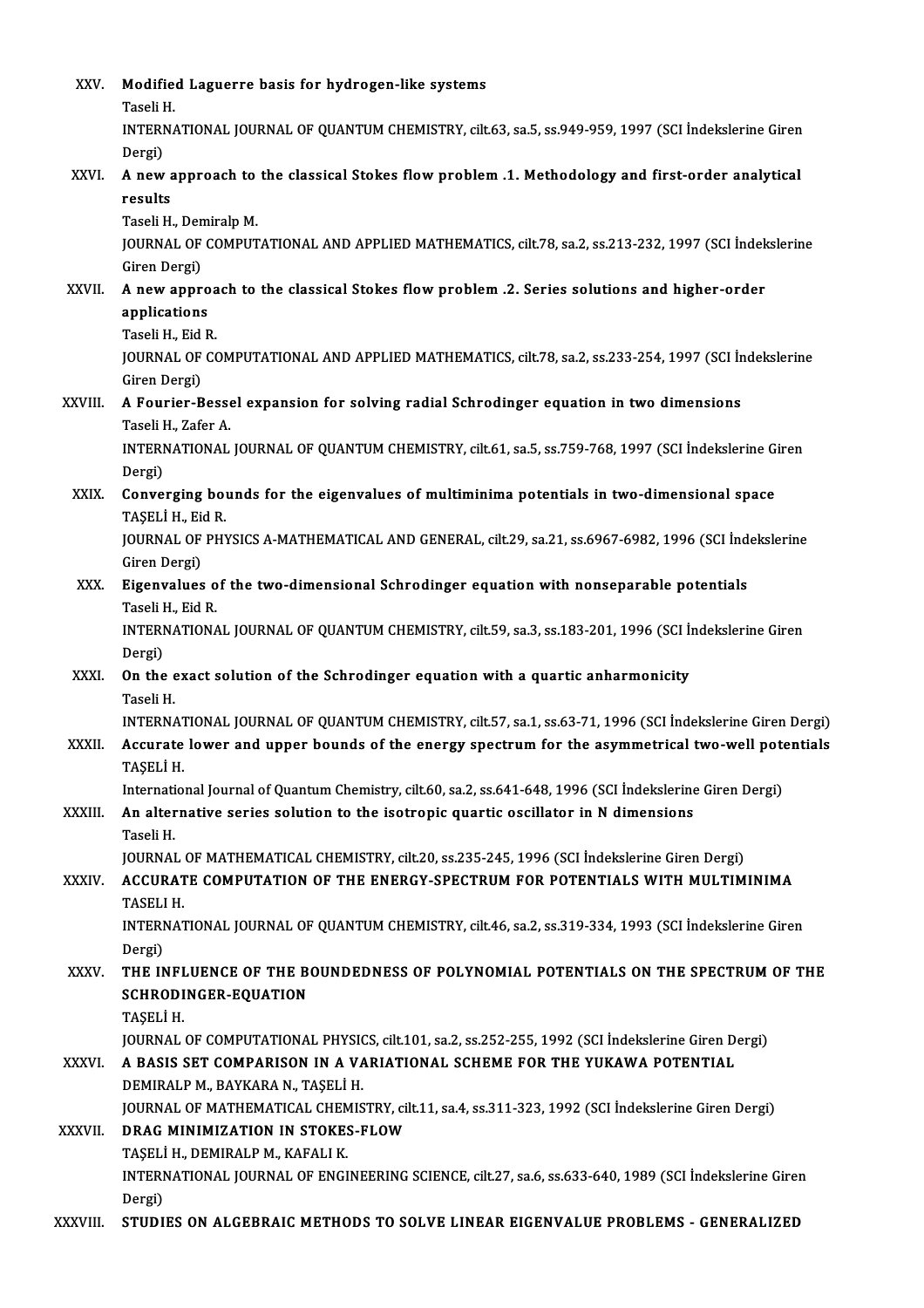XXV. **Modified Laguerre basis for hydrogen-like systems**
Taseli H.
INTERNATIONAL JOURNAL OF QUANTUM CHEMISTRY, cilt.63, sa.5, ss.949-959, 1997 (SCI İndekslerine Giren Dergi)

XXVI. **A new approach to the classical Stokes flow problem .1. Methodology and first-order analytical results**
Taseli H., Demiralp M.
JOURNAL OF COMPUTATIONAL AND APPLIED MATHEMATICS, cilt.78, sa.2, ss.213-232, 1997 (SCI İndekslerine Giren Dergi)

XXVII. **A new approach to the classical Stokes flow problem .2. Series solutions and higher-order applications**
Taseli H., Eid R.
JOURNAL OF COMPUTATIONAL AND APPLIED MATHEMATICS, cilt.78, sa.2, ss.233-254, 1997 (SCI İndekslerine Giren Dergi)

XXVIII. **A Fourier-Bessel expansion for solving radial Schrodinger equation in two dimensions**
Taseli H., Zafer A.
INTERNATIONAL JOURNAL OF QUANTUM CHEMISTRY, cilt.61, sa.5, ss.759-768, 1997 (SCI İndekslerine Giren Dergi)

XXIX. **Converging bounds for the eigenvalues of multiminima potentials in two-dimensional space**
TAŞELİ H., Eid R.
JOURNAL OF PHYSICS A-MATHEMATICAL AND GENERAL, cilt.29, sa.21, ss.6967-6982, 1996 (SCI İndekslerine Giren Dergi)

XXX. **Eigenvalues of the two-dimensional Schrodinger equation with nonseparable potentials**
Taseli H., Eid R.
INTERNATIONAL JOURNAL OF QUANTUM CHEMISTRY, cilt.59, sa.3, ss.183-201, 1996 (SCI İndekslerine Giren Dergi)

XXXI. **On the exact solution of the Schrodinger equation with a quartic anharmonicity**
Taseli H.
INTERNATIONAL JOURNAL OF QUANTUM CHEMISTRY, cilt.57, sa.1, ss.63-71, 1996 (SCI İndekslerine Giren Dergi)

XXXII. **Accurate lower and upper bounds of the energy spectrum for the asymmetrical two-well potentials**
TAŞELİ H.
International Journal of Quantum Chemistry, cilt.60, sa.2, ss.641-648, 1996 (SCI İndekslerine Giren Dergi)

XXXIII. **An alternative series solution to the isotropic quartic oscillator in N dimensions**
Taseli H.
JOURNAL OF MATHEMATICAL CHEMISTRY, cilt.20, ss.235-245, 1996 (SCI İndekslerine Giren Dergi)

XXXIV. **ACCURATE COMPUTATION OF THE ENERGY-SPECTRUM FOR POTENTIALS WITH MULTIMINIMA**
TASELI H.
INTERNATIONAL JOURNAL OF QUANTUM CHEMISTRY, cilt.46, sa.2, ss.319-334, 1993 (SCI İndekslerine Giren Dergi)

XXXV. **THE INFLUENCE OF THE BOUNDEDNESS OF POLYNOMIAL POTENTIALS ON THE SPECTRUM OF THE SCHRODINGER-EQUATION**
TAŞELİ H.
JOURNAL OF COMPUTATIONAL PHYSICS, cilt.101, sa.2, ss.252-255, 1992 (SCI İndekslerine Giren Dergi)

XXXVI. **A BASIS SET COMPARISON IN A VARIATIONAL SCHEME FOR THE YUKAWA POTENTIAL**
DEMIRALP M., BAYKARA N., TAŞELİ H.
JOURNAL OF MATHEMATICAL CHEMISTRY, cilt.11, sa.4, ss.311-323, 1992 (SCI İndekslerine Giren Dergi)

XXXVII. **DRAG MINIMIZATION IN STOKES-FLOW**
TAŞELİ H., DEMIRALP M., KAFALI K.
INTERNATIONAL JOURNAL OF ENGINEERING SCIENCE, cilt.27, sa.6, ss.633-640, 1989 (SCI İndekslerine Giren Dergi)

XXXVIII. **STUDIES ON ALGEBRAIC METHODS TO SOLVE LINEAR EIGENVALUE PROBLEMS - GENERALIZED**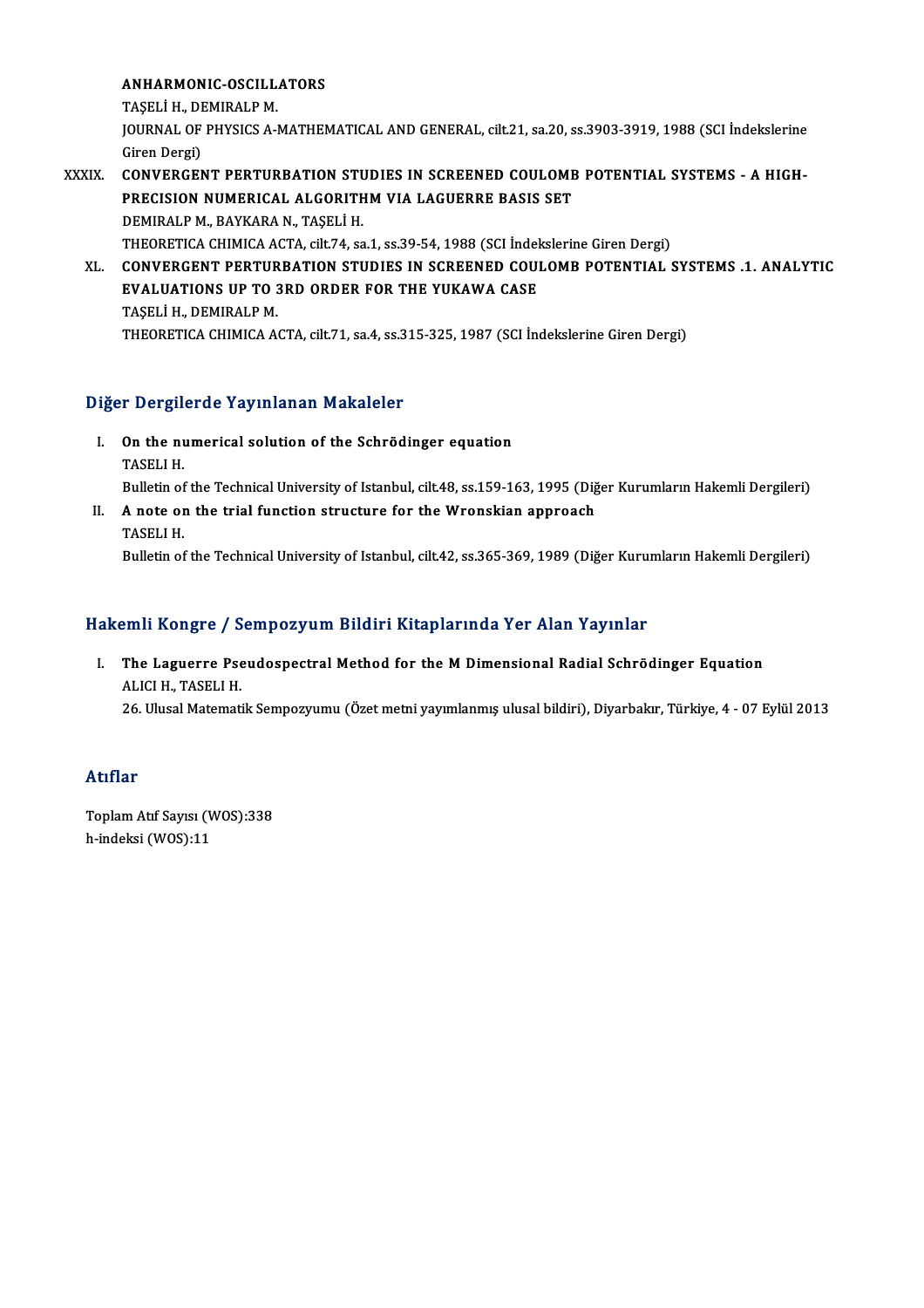ANHARMONIC-OSCILLATORS
TAŞELİ H., DEMIRALP M.
JOURNAL OF PHYSICS A-MATHEMATICAL AND GENERAL, cilt.21, sa.20, ss.3903-3919, 1988 (SCI İndekslerine Giren Dergi)

XXXIX. **CONVERGENT PERTURBATION STUDIES IN SCREENED COULOMB POTENTIAL SYSTEMS - A HIGH-PRECISION NUMERICAL ALGORITHM VIA LAGUERRE BASIS SET**
DEMIRALP M., BAYKARA N., TAŞELİ H.
THEORETICA CHIMICA ACTA, cilt.74, sa.1, ss.39-54, 1988 (SCI İndekslerine Giren Dergi)

XL. **CONVERGENT PERTURBATION STUDIES IN SCREENED COULOMB POTENTIAL SYSTEMS .1. ANALYTIC EVALUATIONS UP TO 3RD ORDER FOR THE YUKAWA CASE**
TAŞELİ H., DEMIRALP M.
THEORETICA CHIMICA ACTA, cilt.71, sa.4, ss.315-325, 1987 (SCI İndekslerine Giren Dergi)

## Diğer Dergilerde Yayınlanan Makaleler

I. **On the numerical solution of the Schrödinger equation**
TASELI H.
Bulletin of the Technical University of Istanbul, cilt.48, ss.159-163, 1995 (Diğer Kurumların Hakemli Dergileri)

II. **A note on the trial function structure for the Wronskian approach**
TASELI H.
Bulletin of the Technical University of Istanbul, cilt.42, ss.365-369, 1989 (Diğer Kurumların Hakemli Dergileri)

## Hakemli Kongre / Sempozyum Bildiri Kitaplarında Yer Alan Yayınlar

I. **The Laguerre Pseudospectral Method for the M Dimensional Radial Schrödinger Equation**
ALICI H., TASELI H.
26. Ulusal Matematik Sempozyumu (Özet metni yayımlanmış ulusal bildiri), Diyarbakır, Türkiye, 4 - 07 Eylül 2013

## Atıflar

Toplam Atıf Sayısı (WOS):338
h-indeksi (WOS):11